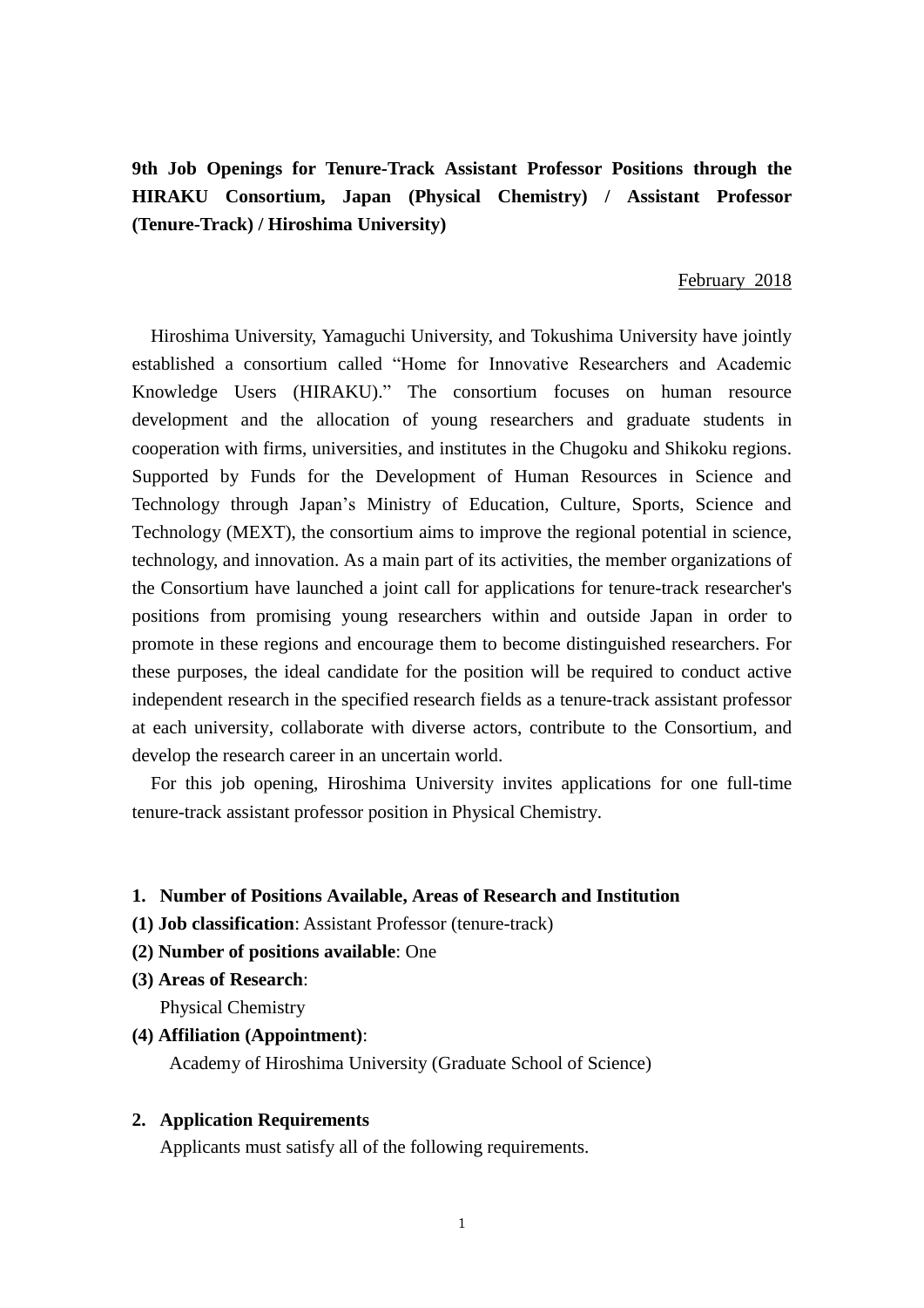**9th Job Openings for Tenure-Track Assistant Professor Positions through the HIRAKU Consortium, Japan (Physical Chemistry) / Assistant Professor (Tenure-Track) / Hiroshima University)**

February 2018

Hiroshima University, Yamaguchi University, and Tokushima University have jointly established a consortium called "Home for Innovative Researchers and Academic Knowledge Users (HIRAKU)." The consortium focuses on human resource development and the allocation of young researchers and graduate students in cooperation with firms, universities, and institutes in the Chugoku and Shikoku regions. Supported by Funds for the Development of Human Resources in Science and Technology through Japan's Ministry of Education, Culture, Sports, Science and Technology (MEXT), the consortium aims to improve the regional potential in science, technology, and innovation. As a main part of its activities, the member organizations of the Consortium have launched a joint call for applications for tenure-track researcher's positions from promising young researchers within and outside Japan in order to promote in these regions and encourage them to become distinguished researchers. For these purposes, the ideal candidate for the position will be required to conduct active independent research in the specified research fields as a tenure-track assistant professor at each university, collaborate with diverse actors, contribute to the Consortium, and develop the research career in an uncertain world.

For this job opening, Hiroshima University invites applications for one full-time tenure-track assistant professor position in Physical Chemistry.

**1. Number of Positions Available, Areas of Research and Institution**

**(1) Job classification**: Assistant Professor (tenure-track)

**(2) Number of positions available**: One

**(3) Areas of Research**:

Physical Chemistry

**(4) Affiliation (Appointment)**:

Academy of Hiroshima University (Graduate School of Science)

**2. Application Requirements**

Applicants must satisfy all of the following requirements.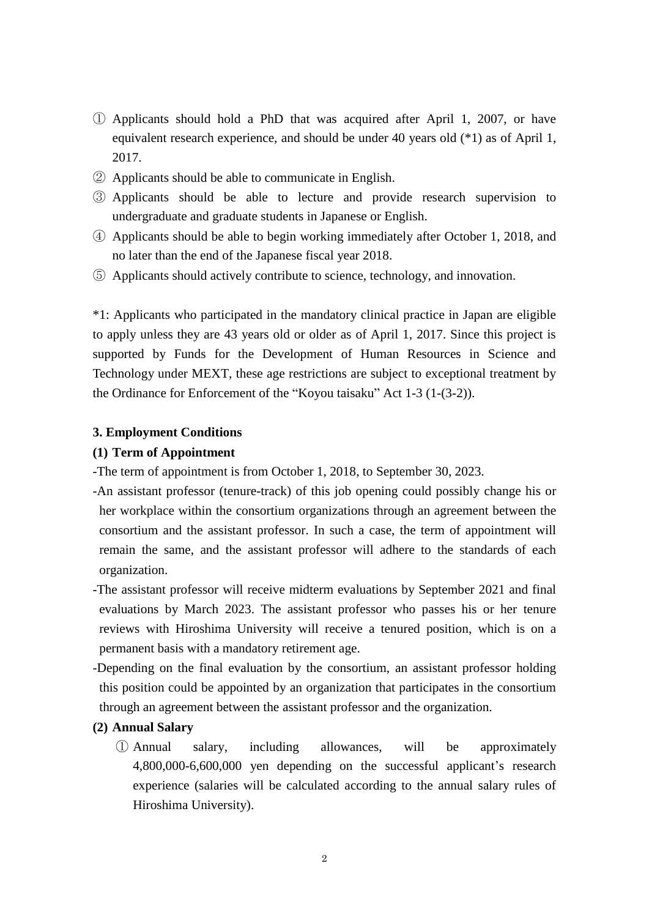① Applicants should hold a PhD that was acquired after April 1, 2007, or have equivalent research experience, and should be under 40 years old (*1) as of April 1, 2017.

② Applicants should be able to communicate in English.

③ Applicants should be able to lecture and provide research supervision to undergraduate and graduate students in Japanese or English.

④ Applicants should be able to begin working immediately after October 1, 2018, and no later than the end of the Japanese fiscal year 2018.

⑤ Applicants should actively contribute to science, technology, and innovation.

*1: Applicants who participated in the mandatory clinical practice in Japan are eligible to apply unless they are 43 years old or older as of April 1, 2017. Since this project is supported by Funds for the Development of Human Resources in Science and Technology under MEXT, these age restrictions are subject to exceptional treatment by the Ordinance for Enforcement of the "Koyou taisaku" Act 1-3 (1-(3-2)).

**3. Employment Conditions**

**(1) Term of Appointment**

-The term of appointment is from October 1, 2018, to September 30, 2023.

-An assistant professor (tenure-track) of this job opening could possibly change his or her workplace within the consortium organizations through an agreement between the consortium and the assistant professor. In such a case, the term of appointment will remain the same, and the assistant professor will adhere to the standards of each organization.

-The assistant professor will receive midterm evaluations by September 2021 and final evaluations by March 2023. The assistant professor who passes his or her tenure reviews with Hiroshima University will receive a tenured position, which is on a permanent basis with a mandatory retirement age.

-Depending on the final evaluation by the consortium, an assistant professor holding this position could be appointed by an organization that participates in the consortium through an agreement between the assistant professor and the organization.

**(2) Annual Salary**

① Annual salary, including allowances, will be approximately 4,800,000-6,600,000 yen depending on the successful applicant's research experience (salaries will be calculated according to the annual salary rules of Hiroshima University).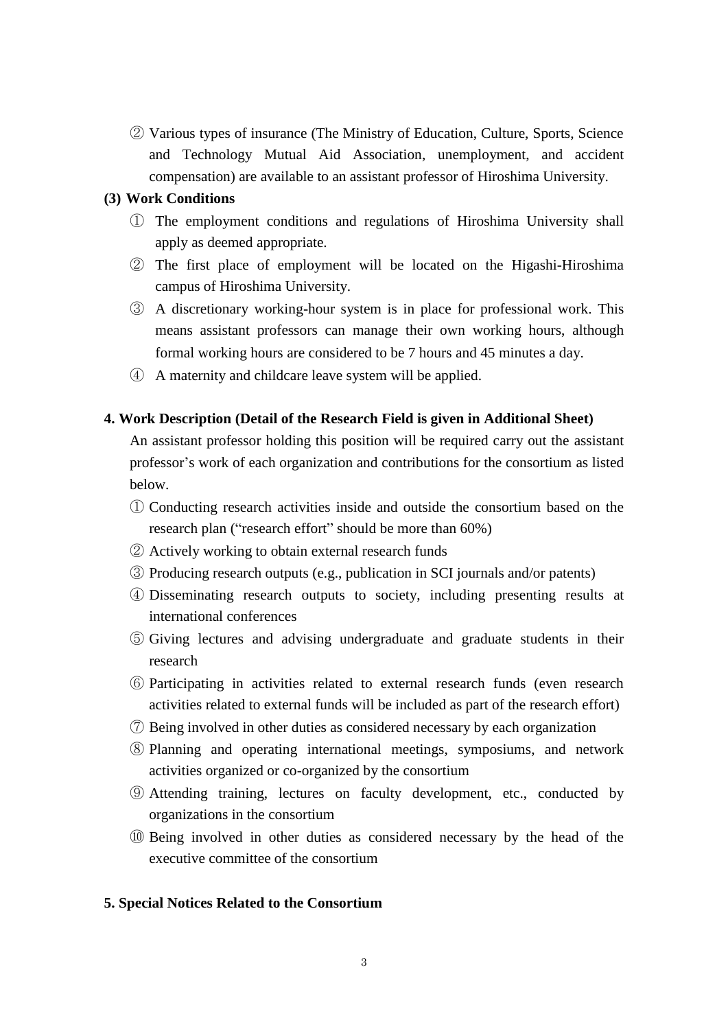② Various types of insurance (The Ministry of Education, Culture, Sports, Science and Technology Mutual Aid Association, unemployment, and accident compensation) are available to an assistant professor of Hiroshima University.

**(3) Work Conditions**

① The employment conditions and regulations of Hiroshima University shall apply as deemed appropriate.

② The first place of employment will be located on the Higashi-Hiroshima campus of Hiroshima University.

③ A discretionary working-hour system is in place for professional work. This means assistant professors can manage their own working hours, although formal working hours are considered to be 7 hours and 45 minutes a day.

④ A maternity and childcare leave system will be applied.

**4. Work Description (Detail of the Research Field is given in Additional Sheet)**

An assistant professor holding this position will be required carry out the assistant professor's work of each organization and contributions for the consortium as listed below.

① Conducting research activities inside and outside the consortium based on the research plan ("research effort" should be more than 60%)

② Actively working to obtain external research funds

③ Producing research outputs (e.g., publication in SCI journals and/or patents)

④ Disseminating research outputs to society, including presenting results at international conferences

⑤ Giving lectures and advising undergraduate and graduate students in their research

⑥ Participating in activities related to external research funds (even research activities related to external funds will be included as part of the research effort)

⑦ Being involved in other duties as considered necessary by each organization

⑧ Planning and operating international meetings, symposiums, and network activities organized or co-organized by the consortium

⑨ Attending training, lectures on faculty development, etc., conducted by organizations in the consortium

⑩ Being involved in other duties as considered necessary by the head of the executive committee of the consortium

**5. Special Notices Related to the Consortium**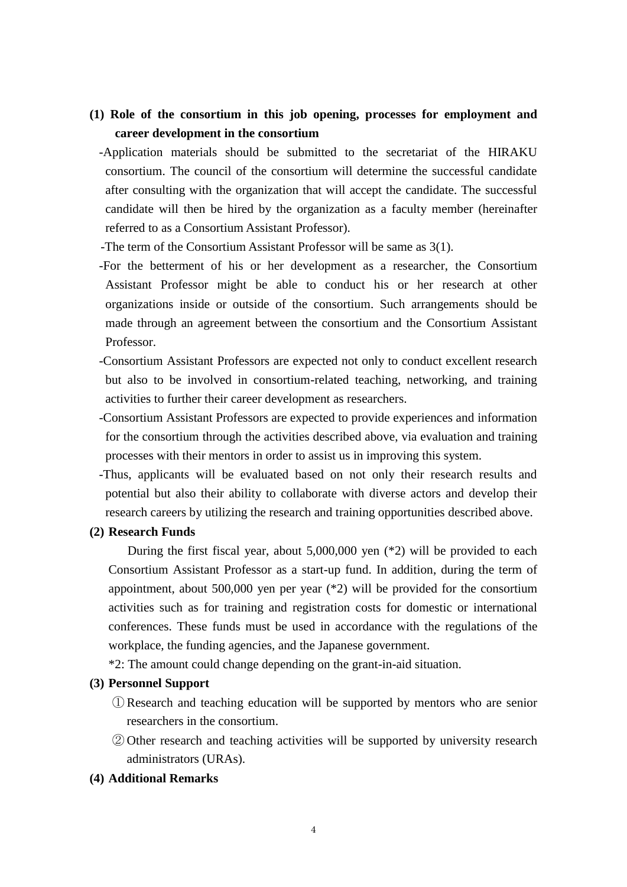**(1) Role of the consortium in this job opening, processes for employment and career development in the consortium**

-Application materials should be submitted to the secretariat of the HIRAKU consortium. The council of the consortium will determine the successful candidate after consulting with the organization that will accept the candidate. The successful candidate will then be hired by the organization as a faculty member (hereinafter referred to as a Consortium Assistant Professor).

-The term of the Consortium Assistant Professor will be same as 3(1).

-For the betterment of his or her development as a researcher, the Consortium Assistant Professor might be able to conduct his or her research at other organizations inside or outside of the consortium. Such arrangements should be made through an agreement between the consortium and the Consortium Assistant Professor.

-Consortium Assistant Professors are expected not only to conduct excellent research but also to be involved in consortium-related teaching, networking, and training activities to further their career development as researchers.

-Consortium Assistant Professors are expected to provide experiences and information for the consortium through the activities described above, via evaluation and training processes with their mentors in order to assist us in improving this system.

-Thus, applicants will be evaluated based on not only their research results and potential but also their ability to collaborate with diverse actors and develop their research careers by utilizing the research and training opportunities described above.

**(2) Research Funds**

During the first fiscal year, about 5,000,000 yen (*2) will be provided to each Consortium Assistant Professor as a start-up fund. In addition, during the term of appointment, about 500,000 yen per year (*2) will be provided for the consortium activities such as for training and registration costs for domestic or international conferences. These funds must be used in accordance with the regulations of the workplace, the funding agencies, and the Japanese government.

*2: The amount could change depending on the grant-in-aid situation.

**(3) Personnel Support**

① Research and teaching education will be supported by mentors who are senior researchers in the consortium.

② Other research and teaching activities will be supported by university research administrators (URAs).

**(4) Additional Remarks**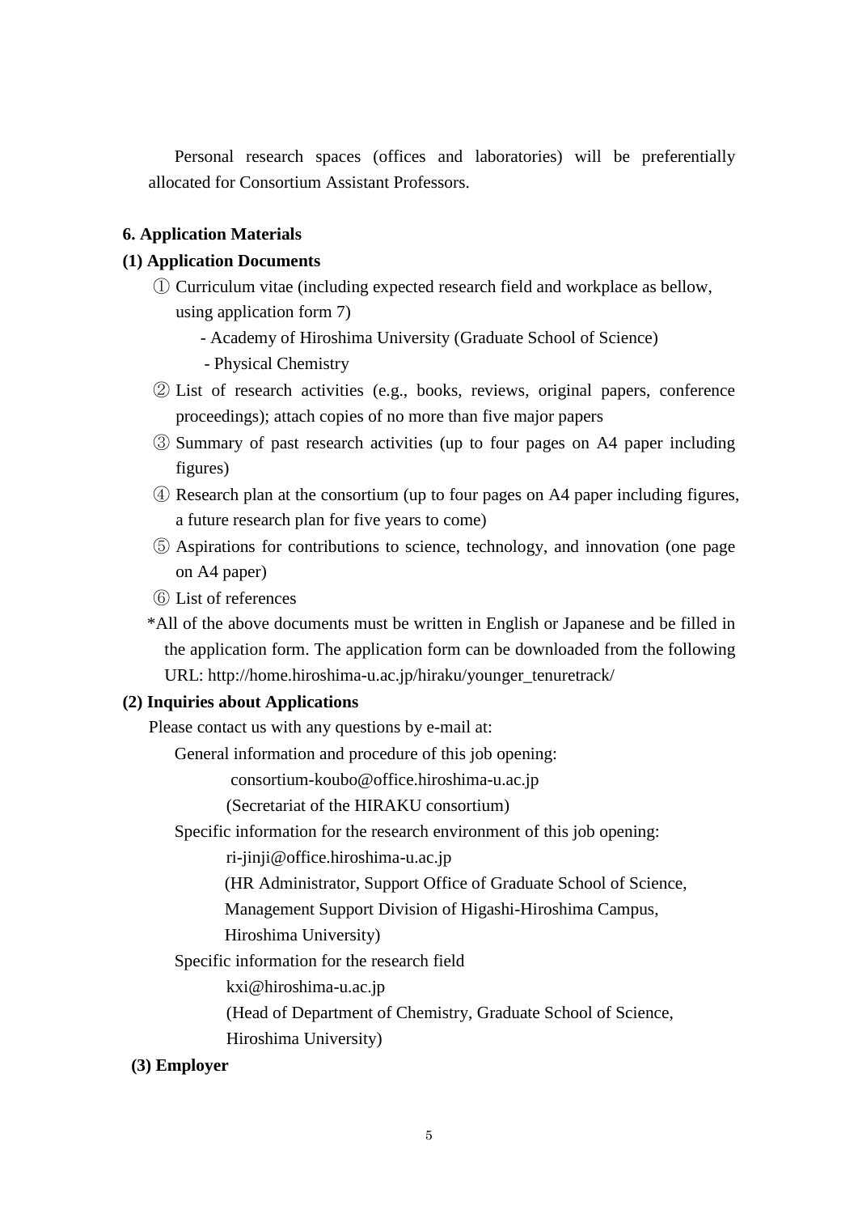Personal research spaces (offices and laboratories) will be preferentially allocated for Consortium Assistant Professors.

### 6. Application Materials

#### (1) Application Documents

① Curriculum vitae (including expected research field and workplace as bellow, using application form 7)
- Academy of Hiroshima University (Graduate School of Science)
- Physical Chemistry

② List of research activities (e.g., books, reviews, original papers, conference proceedings); attach copies of no more than five major papers

③ Summary of past research activities (up to four pages on A4 paper including figures)

④ Research plan at the consortium (up to four pages on A4 paper including figures, a future research plan for five years to come)

⑤ Aspirations for contributions to science, technology, and innovation (one page on A4 paper)

⑥ List of references

*All of the above documents must be written in English or Japanese and be filled in the application form. The application form can be downloaded from the following URL: http://home.hiroshima-u.ac.jp/hiraku/younger_tenuretrack/

#### (2) Inquiries about Applications

Please contact us with any questions by e-mail at:

General information and procedure of this job opening:
consortium-koubo@office.hiroshima-u.ac.jp
(Secretariat of the HIRAKU consortium)

Specific information for the research environment of this job opening:
ri-jinji@office.hiroshima-u.ac.jp
(HR Administrator, Support Office of Graduate School of Science, Management Support Division of Higashi-Hiroshima Campus, Hiroshima University)

Specific information for the research field
kxi@hiroshima-u.ac.jp
(Head of Department of Chemistry, Graduate School of Science, Hiroshima University)

#### (3) Employer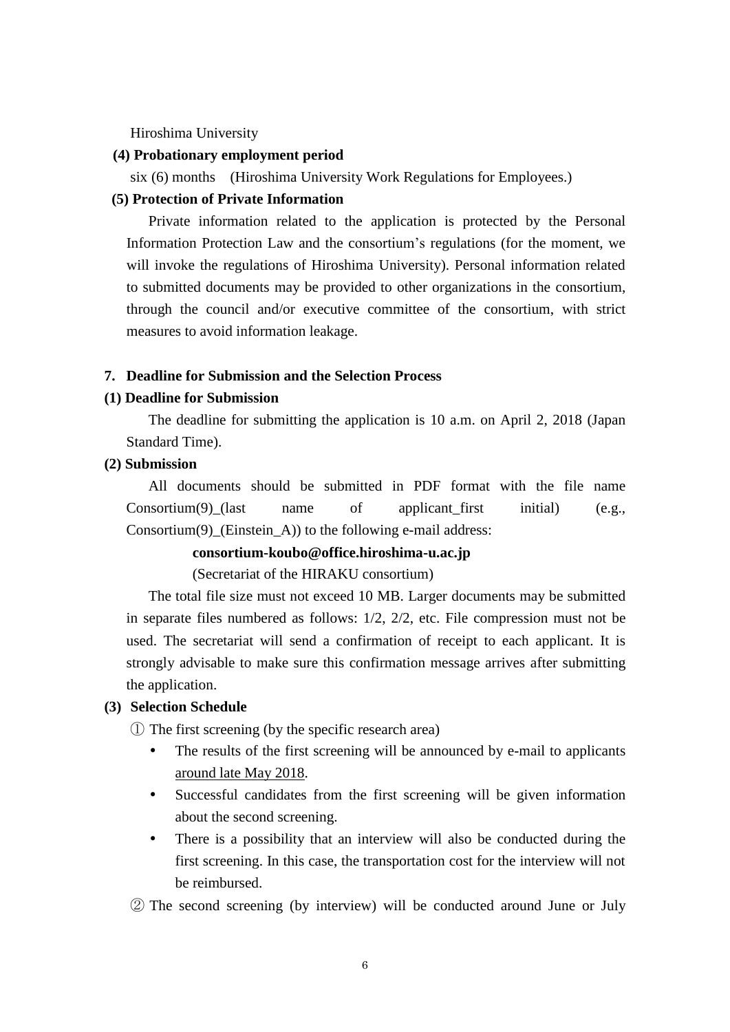Hiroshima University

**(4) Probationary employment period**

six (6) months (Hiroshima University Work Regulations for Employees.)

**(5) Protection of Private Information**

Private information related to the application is protected by the Personal Information Protection Law and the consortium's regulations (for the moment, we will invoke the regulations of Hiroshima University). Personal information related to submitted documents may be provided to other organizations in the consortium, through the council and/or executive committee of the consortium, with strict measures to avoid information leakage.

## 7. Deadline for Submission and the Selection Process

### (1) Deadline for Submission

The deadline for submitting the application is 10 a.m. on April 2, 2018 (Japan Standard Time).

### (2) Submission

All documents should be submitted in PDF format with the file name Consortium(9)_(last name of applicant_first initial) (e.g., Consortium(9)_(Einstein_A)) to the following e-mail address:

**consortium-koubo@office.hiroshima-u.ac.jp**

(Secretariat of the HIRAKU consortium)

The total file size must not exceed 10 MB. Larger documents may be submitted in separate files numbered as follows: 1/2, 2/2, etc. File compression must not be used. The secretariat will send a confirmation of receipt to each applicant. It is strongly advisable to make sure this confirmation message arrives after submitting the application.

### (3) Selection Schedule

① The first screening (by the specific research area)

- The results of the first screening will be announced by e-mail to applicants around late May 2018.
- Successful candidates from the first screening will be given information about the second screening.
- There is a possibility that an interview will also be conducted during the first screening. In this case, the transportation cost for the interview will not be reimbursed.

② The second screening (by interview) will be conducted around June or July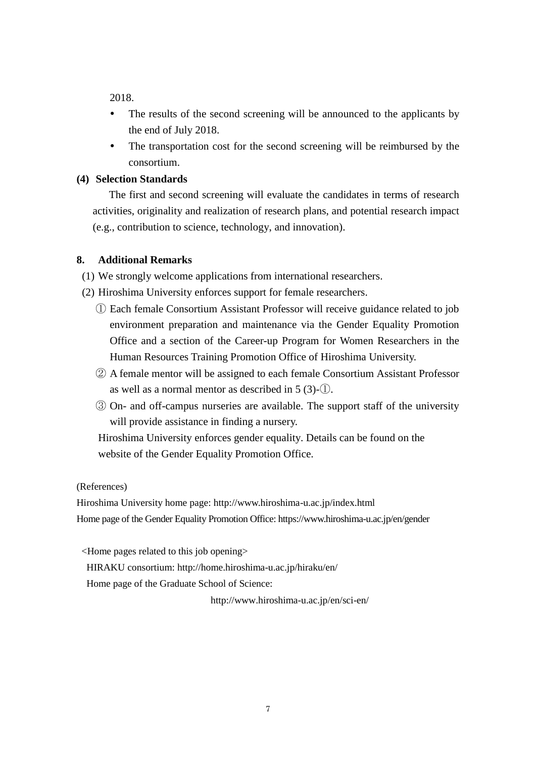2018.

- The results of the second screening will be announced to the applicants by the end of July 2018.
- The transportation cost for the second screening will be reimbursed by the consortium.

**(4) Selection Standards**

The first and second screening will evaluate the candidates in terms of research activities, originality and realization of research plans, and potential research impact (e.g., contribution to science, technology, and innovation).

## 8. Additional Remarks

(1) We strongly welcome applications from international researchers.

(2) Hiroshima University enforces support for female researchers.

① Each female Consortium Assistant Professor will receive guidance related to job environment preparation and maintenance via the Gender Equality Promotion Office and a section of the Career-up Program for Women Researchers in the Human Resources Training Promotion Office of Hiroshima University.

② A female mentor will be assigned to each female Consortium Assistant Professor as well as a normal mentor as described in 5 (3)-①.

③ On- and off-campus nurseries are available. The support staff of the university will provide assistance in finding a nursery.

Hiroshima University enforces gender equality. Details can be found on the website of the Gender Equality Promotion Office.

(References)

Hiroshima University home page: http://www.hiroshima-u.ac.jp/index.html

Home page of the Gender Equality Promotion Office: https://www.hiroshima-u.ac.jp/en/gender

<Home pages related to this job opening>

HIRAKU consortium: http://home.hiroshima-u.ac.jp/hiraku/en/

Home page of the Graduate School of Science:

http://www.hiroshima-u.ac.jp/en/sci-en/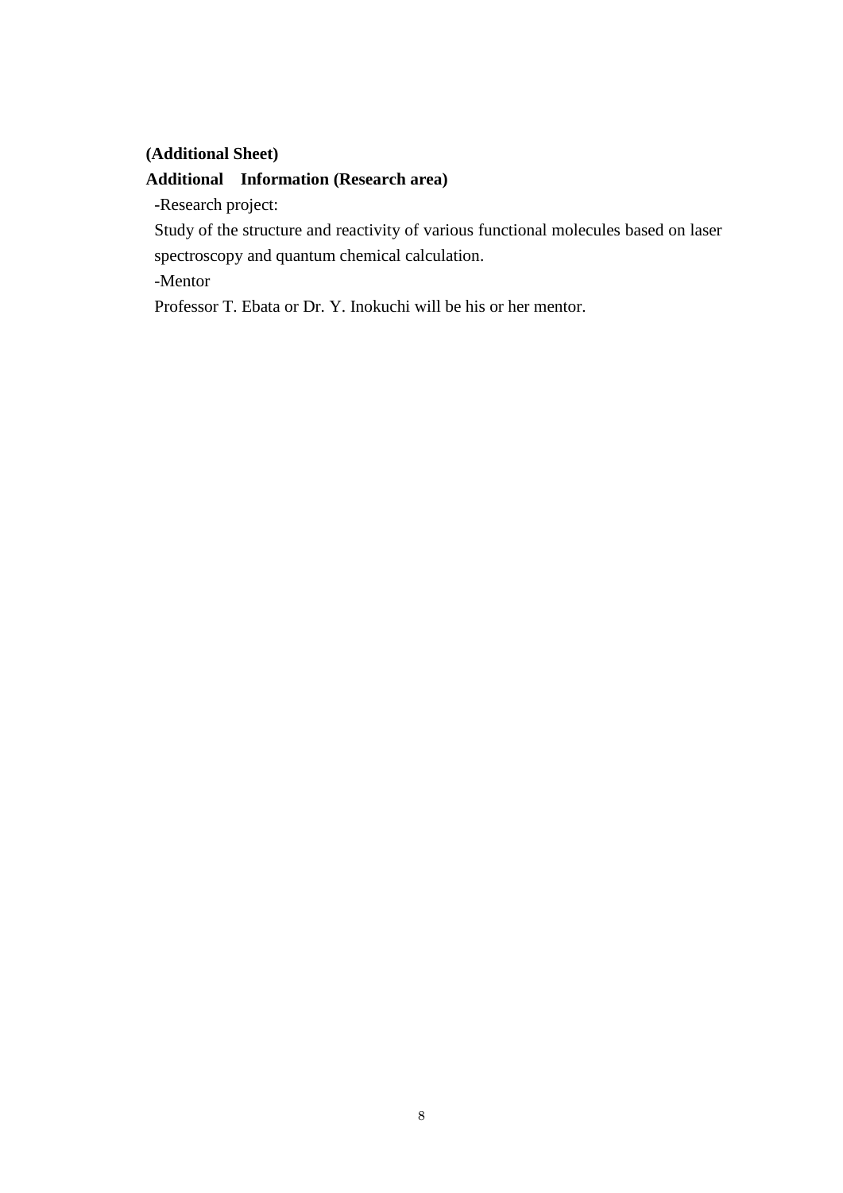**(Additional Sheet)**

**Additional　Information (Research area)**

-Research project:

Study of the structure and reactivity of various functional molecules based on laser spectroscopy and quantum chemical calculation.

-Mentor

Professor T. Ebata or Dr. Y. Inokuchi will be his or her mentor.